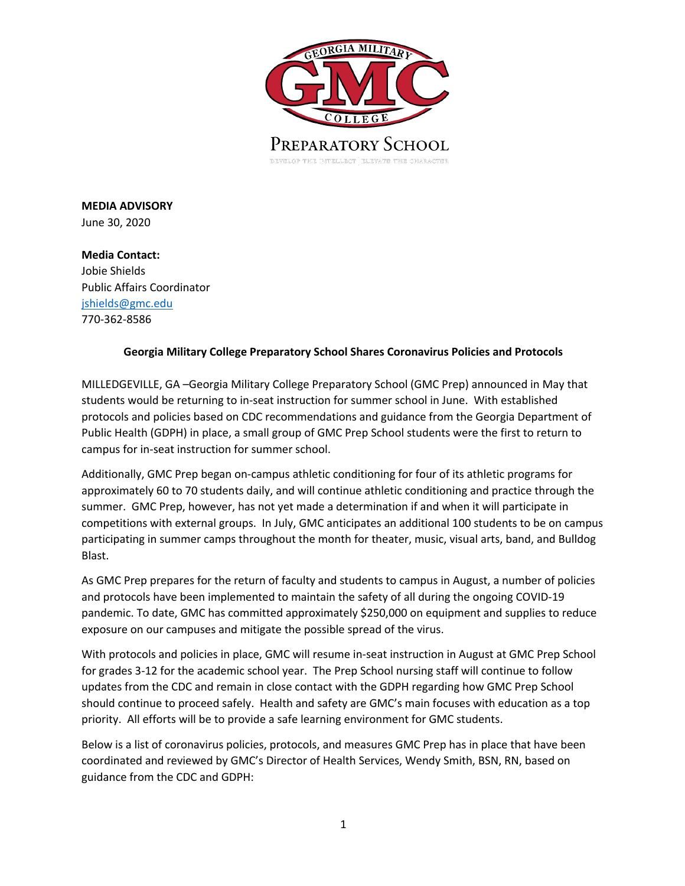GEORGIA MILITARY GMC COLLEGE

PREPARATORY SCHOOL

DEVELOP THE INTELLECT | ELEVATE THE CHARACTER

**MEDIA ADVISORY**
June 30, 2020

**Media Contact:**
Jobie Shields
Public Affairs Coordinator
jshields@gmc.edu
770-362-8586

**Georgia Military College Preparatory School Shares Coronavirus Policies and Protocols**

MILLEDGEVILLE, GA –Georgia Military College Preparatory School (GMC Prep) announced in May that students would be returning to in-seat instruction for summer school in June. With established protocols and policies based on CDC recommendations and guidance from the Georgia Department of Public Health (GDPH) in place, a small group of GMC Prep School students were the first to return to campus for in-seat instruction for summer school.

Additionally, GMC Prep began on-campus athletic conditioning for four of its athletic programs for approximately 60 to 70 students daily, and will continue athletic conditioning and practice through the summer. GMC Prep, however, has not yet made a determination if and when it will participate in competitions with external groups. In July, GMC anticipates an additional 100 students to be on campus participating in summer camps throughout the month for theater, music, visual arts, band, and Bulldog Blast.

As GMC Prep prepares for the return of faculty and students to campus in August, a number of policies and protocols have been implemented to maintain the safety of all during the ongoing COVID-19 pandemic. To date, GMC has committed approximately $250,000 on equipment and supplies to reduce exposure on our campuses and mitigate the possible spread of the virus.

With protocols and policies in place, GMC will resume in-seat instruction in August at GMC Prep School for grades 3-12 for the academic school year. The Prep School nursing staff will continue to follow updates from the CDC and remain in close contact with the GDPH regarding how GMC Prep School should continue to proceed safely. Health and safety are GMC's main focuses with education as a top priority. All efforts will be to provide a safe learning environment for GMC students.

Below is a list of coronavirus policies, protocols, and measures GMC Prep has in place that have been coordinated and reviewed by GMC's Director of Health Services, Wendy Smith, BSN, RN, based on guidance from the CDC and GDPH: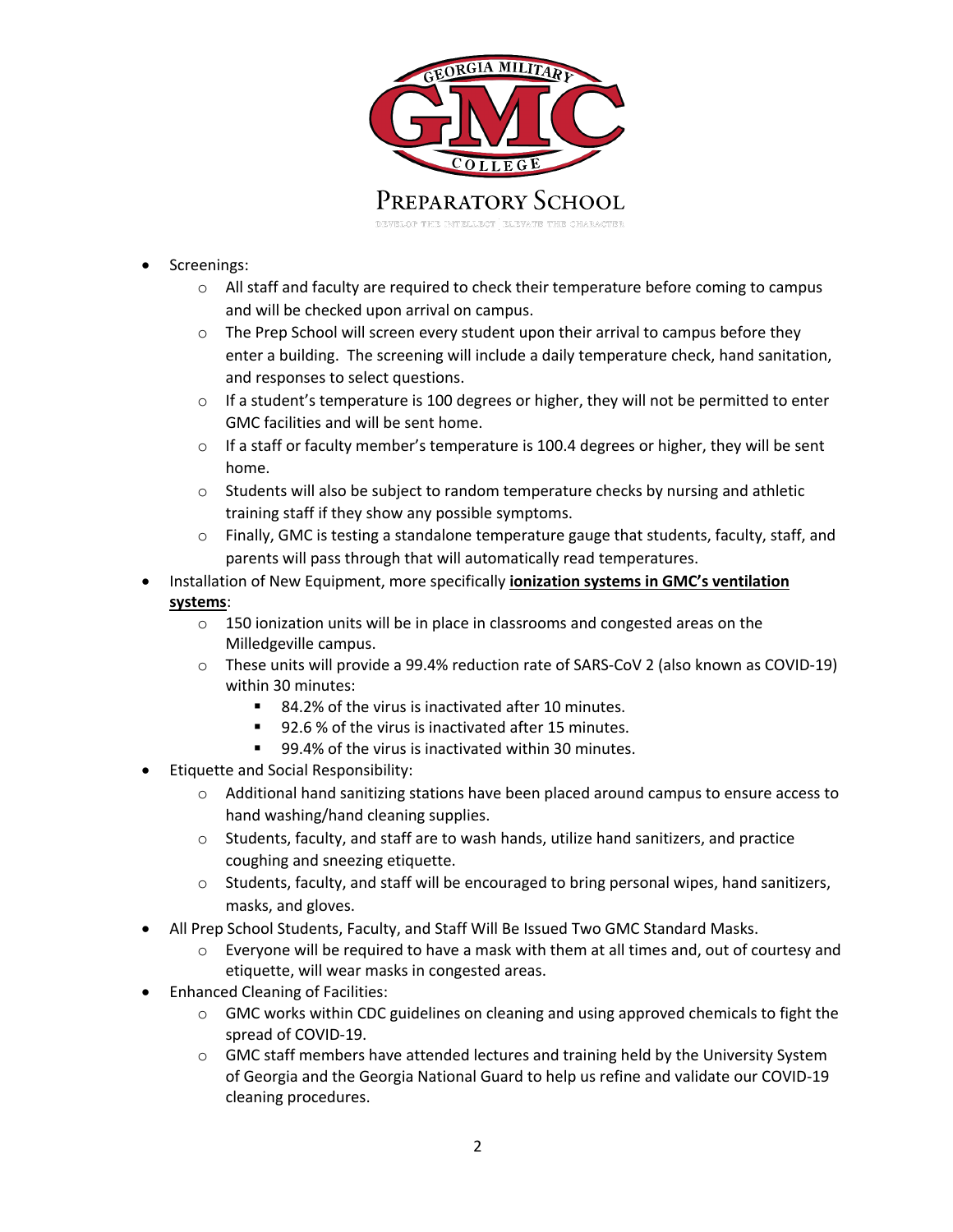- Screenings:
  - All staff and faculty are required to check their temperature before coming to campus and will be checked upon arrival on campus.
  - The Prep School will screen every student upon their arrival to campus before they enter a building. The screening will include a daily temperature check, hand sanitation, and responses to select questions.
  - If a student's temperature is 100 degrees or higher, they will not be permitted to enter GMC facilities and will be sent home.
  - If a staff or faculty member's temperature is 100.4 degrees or higher, they will be sent home.
  - Students will also be subject to random temperature checks by nursing and athletic training staff if they show any possible symptoms.
  - Finally, GMC is testing a standalone temperature gauge that students, faculty, staff, and parents will pass through that will automatically read temperatures.
- Installation of New Equipment, more specifically **ionization systems in GMC's ventilation systems**:
  - 150 ionization units will be in place in classrooms and congested areas on the Milledgeville campus.
  - These units will provide a 99.4% reduction rate of SARS-CoV 2 (also known as COVID-19) within 30 minutes:
    - 84.2% of the virus is inactivated after 10 minutes.
    - 92.6 % of the virus is inactivated after 15 minutes.
    - 99.4% of the virus is inactivated within 30 minutes.
- Etiquette and Social Responsibility:
  - Additional hand sanitizing stations have been placed around campus to ensure access to hand washing/hand cleaning supplies.
  - Students, faculty, and staff are to wash hands, utilize hand sanitizers, and practice coughing and sneezing etiquette.
  - Students, faculty, and staff will be encouraged to bring personal wipes, hand sanitizers, masks, and gloves.
- All Prep School Students, Faculty, and Staff Will Be Issued Two GMC Standard Masks.
  - Everyone will be required to have a mask with them at all times and, out of courtesy and etiquette, will wear masks in congested areas.
- Enhanced Cleaning of Facilities:
  - GMC works within CDC guidelines on cleaning and using approved chemicals to fight the spread of COVID-19.
  - GMC staff members have attended lectures and training held by the University System of Georgia and the Georgia National Guard to help us refine and validate our COVID-19 cleaning procedures.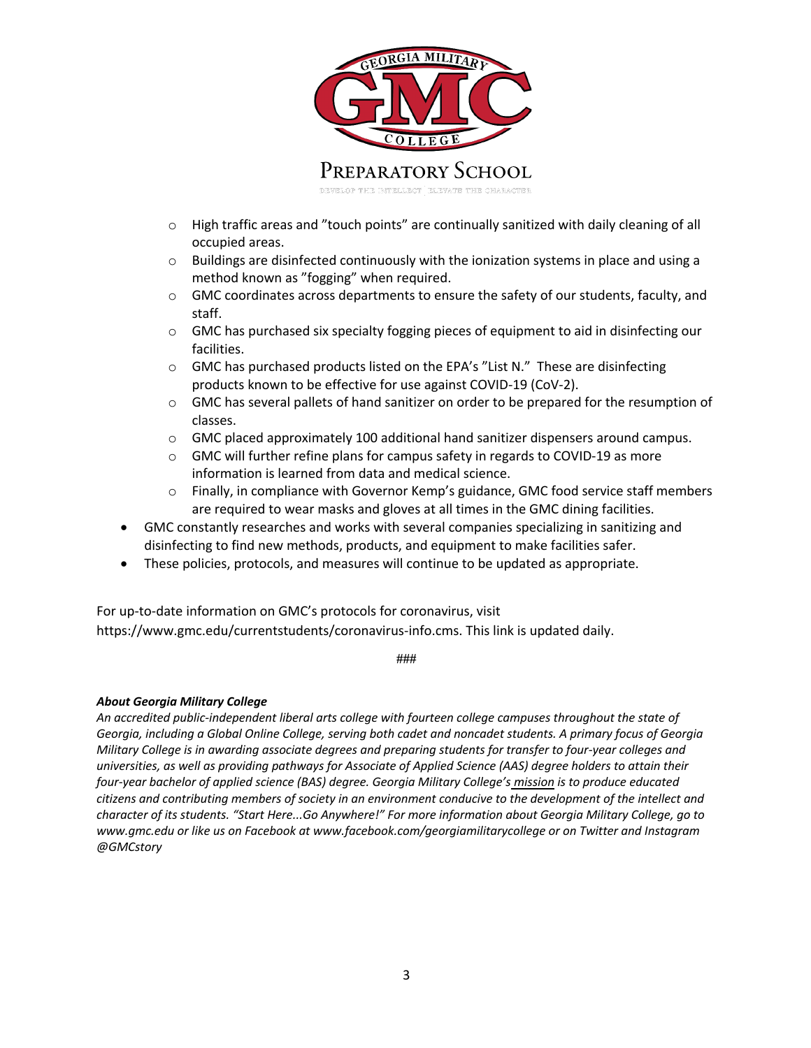- High traffic areas and "touch points" are continually sanitized with daily cleaning of all occupied areas.
    - Buildings are disinfected continuously with the ionization systems in place and using a method known as "fogging" when required.
    - GMC coordinates across departments to ensure the safety of our students, faculty, and staff.
    - GMC has purchased six specialty fogging pieces of equipment to aid in disinfecting our facilities.
    - GMC has purchased products listed on the EPA's "List N." These are disinfecting products known to be effective for use against COVID-19 (CoV-2).
    - GMC has several pallets of hand sanitizer on order to be prepared for the resumption of classes.
    - GMC placed approximately 100 additional hand sanitizer dispensers around campus.
    - GMC will further refine plans for campus safety in regards to COVID-19 as more information is learned from data and medical science.
    - Finally, in compliance with Governor Kemp's guidance, GMC food service staff members are required to wear masks and gloves at all times in the GMC dining facilities.
- GMC constantly researches and works with several companies specializing in sanitizing and disinfecting to find new methods, products, and equipment to make facilities safer.
- These policies, protocols, and measures will continue to be updated as appropriate.

For up-to-date information on GMC's protocols for coronavirus, visit https://www.gmc.edu/currentstudents/coronavirus-info.cms. This link is updated daily.

###

***About Georgia Military College***

*An accredited public-independent liberal arts college with fourteen college campuses throughout the state of Georgia, including a Global Online College, serving both cadet and noncadet students. A primary focus of Georgia Military College is in awarding associate degrees and preparing students for transfer to four-year colleges and universities, as well as providing pathways for Associate of Applied Science (AAS) degree holders to attain their four-year bachelor of applied science (BAS) degree. Georgia Military College's mission is to produce educated citizens and contributing members of society in an environment conducive to the development of the intellect and character of its students. "Start Here...Go Anywhere!" For more information about Georgia Military College, go to www.gmc.edu or like us on Facebook at www.facebook.com/georgiamilitarycollege or on Twitter and Instagram @GMCstory*